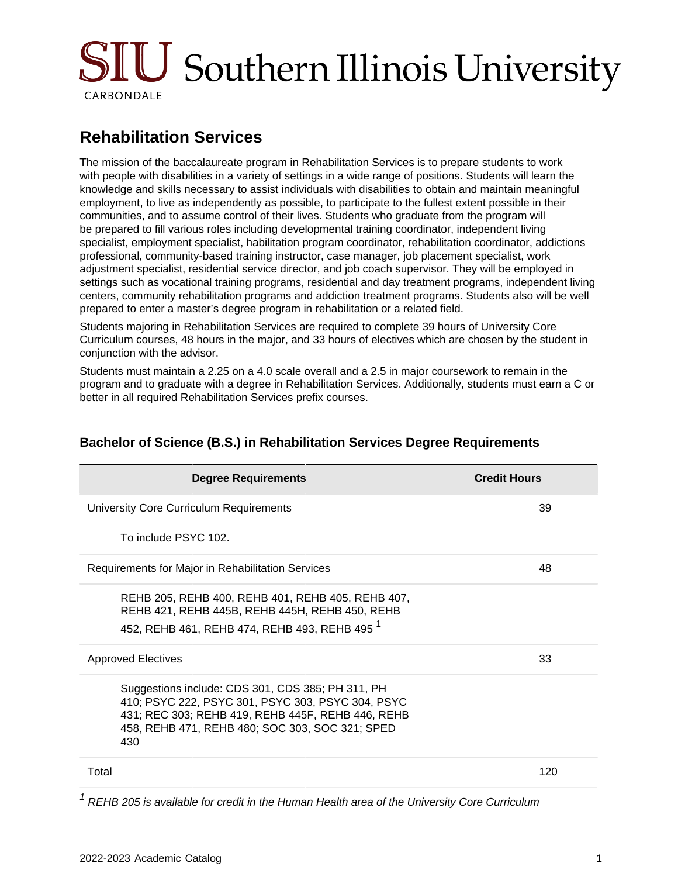SIU Southern Illinois University

CARBONDALE

## Rehabilitation Services

The mission of the baccalaureate program in Rehabilitation Services is to prepare students to work with people with disabilities in a variety of settings in a wide range of positions. Students will learn the knowledge and skills necessary to assist individuals with disabilities to obtain and maintain meaningful employment, to live as independently as possible, to participate to the fullest extent possible in their communities, and to assume control of their lives. Students who graduate from the program will be prepared to fill various roles including developmental training coordinator, independent living specialist, employment specialist, habilitation program coordinator, rehabilitation coordinator, addictions professional, community-based training instructor, case manager, job placement specialist, work adjustment specialist, residential service director, and job coach supervisor. They will be employed in settings such as vocational training programs, residential and day treatment programs, independent living centers, community rehabilitation programs and addiction treatment programs. Students also will be well prepared to enter a master's degree program in rehabilitation or a related field.

Students majoring in Rehabilitation Services are required to complete 39 hours of University Core Curriculum courses, 48 hours in the major, and 33 hours of electives which are chosen by the student in conjunction with the advisor.

Students must maintain a 2.25 on a 4.0 scale overall and a 2.5 in major coursework to remain in the program and to graduate with a degree in Rehabilitation Services. Additionally, students must earn a C or better in all required Rehabilitation Services prefix courses.

### Bachelor of Science (B.S.) in Rehabilitation Services Degree Requirements

| Degree Requirements | Credit Hours |
|---|---|
| University Core Curriculum Requirements | 39 |
| To include PSYC 102. | |
| Requirements for Major in Rehabilitation Services | 48 |
| REHB 205, REHB 400, REHB 401, REHB 405, REHB 407, REHB 421, REHB 445B, REHB 445H, REHB 450, REHB 452, REHB 461, REHB 474, REHB 493, REHB 495 [1] | |
| Approved Electives | 33 |
| Suggestions include: CDS 301, CDS 385; PH 311, PH 410; PSYC 222, PSYC 301, PSYC 303, PSYC 304, PSYC 431; REC 303; REHB 419, REHB 445F, REHB 446, REHB 458, REHB 471, REHB 480; SOC 303, SOC 321; SPED 430 | |
| Total | 120 |

[1] *REHB 205 is available for credit in the Human Health area of the University Core Curriculum*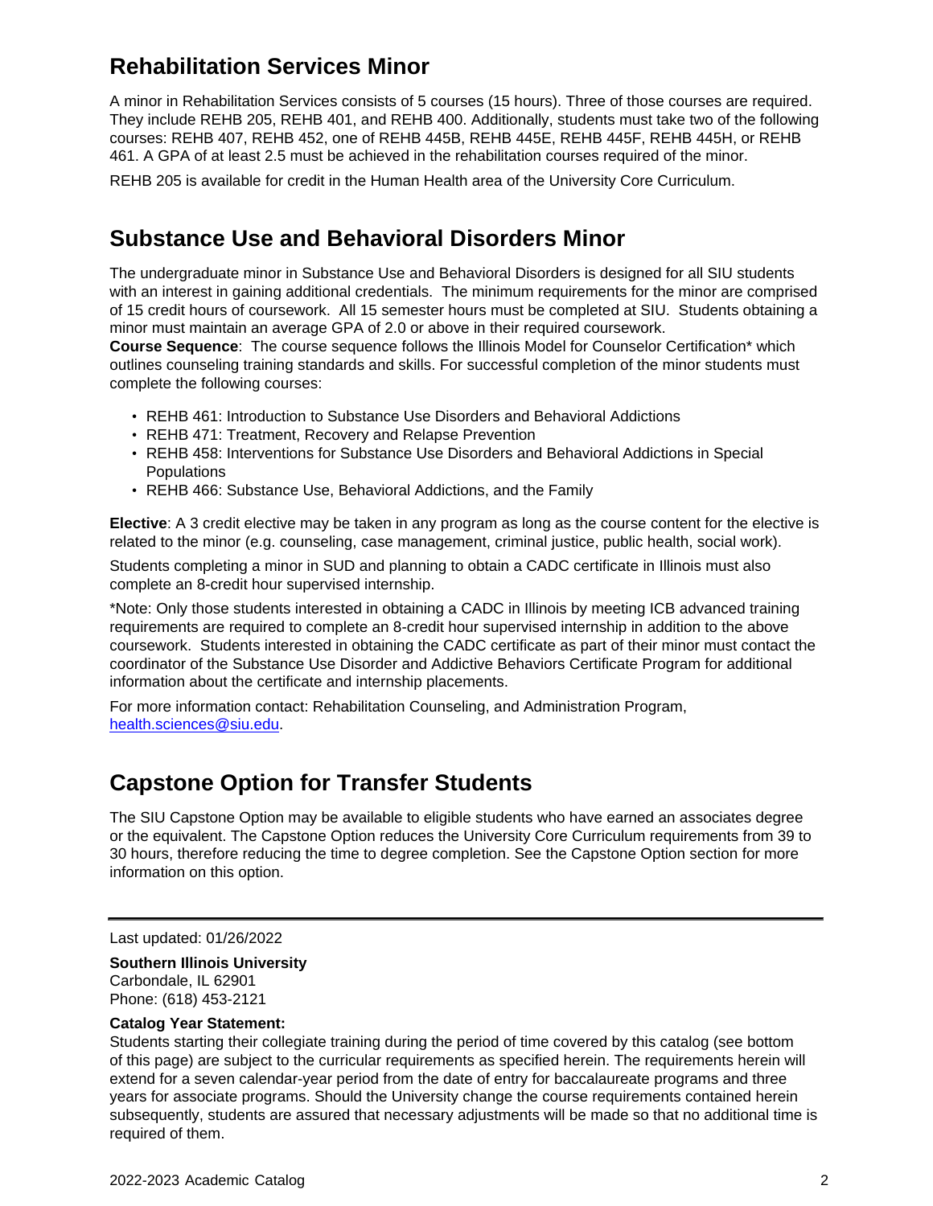## Rehabilitation Services Minor

A minor in Rehabilitation Services consists of 5 courses (15 hours). Three of those courses are required. They include REHB 205, REHB 401, and REHB 400. Additionally, students must take two of the following courses: REHB 407, REHB 452, one of REHB 445B, REHB 445E, REHB 445F, REHB 445H, or REHB 461. A GPA of at least 2.5 must be achieved in the rehabilitation courses required of the minor.

REHB 205 is available for credit in the Human Health area of the University Core Curriculum.

## Substance Use and Behavioral Disorders Minor

The undergraduate minor in Substance Use and Behavioral Disorders is designed for all SIU students with an interest in gaining additional credentials. The minimum requirements for the minor are comprised of 15 credit hours of coursework. All 15 semester hours must be completed at SIU. Students obtaining a minor must maintain an average GPA of 2.0 or above in their required coursework.

**Course Sequence**: The course sequence follows the Illinois Model for Counselor Certification* which outlines counseling training standards and skills. For successful completion of the minor students must complete the following courses:

- REHB 461: Introduction to Substance Use Disorders and Behavioral Addictions
- REHB 471: Treatment, Recovery and Relapse Prevention
- REHB 458: Interventions for Substance Use Disorders and Behavioral Addictions in Special Populations
- REHB 466: Substance Use, Behavioral Addictions, and the Family

**Elective**: A 3 credit elective may be taken in any program as long as the course content for the elective is related to the minor (e.g. counseling, case management, criminal justice, public health, social work).

Students completing a minor in SUD and planning to obtain a CADC certificate in Illinois must also complete an 8-credit hour supervised internship.

*Note: Only those students interested in obtaining a CADC in Illinois by meeting ICB advanced training requirements are required to complete an 8-credit hour supervised internship in addition to the above coursework. Students interested in obtaining the CADC certificate as part of their minor must contact the coordinator of the Substance Use Disorder and Addictive Behaviors Certificate Program for additional information about the certificate and internship placements.

For more information contact: Rehabilitation Counseling, and Administration Program, health.sciences@siu.edu.

## Capstone Option for Transfer Students

The SIU Capstone Option may be available to eligible students who have earned an associates degree or the equivalent. The Capstone Option reduces the University Core Curriculum requirements from 39 to 30 hours, therefore reducing the time to degree completion. See the Capstone Option section for more information on this option.

---

Last updated: 01/26/2022

**Southern Illinois University**
Carbondale, IL 62901
Phone: (618) 453-2121

**Catalog Year Statement:**
Students starting their collegiate training during the period of time covered by this catalog (see bottom of this page) are subject to the curricular requirements as specified herein. The requirements herein will extend for a seven calendar-year period from the date of entry for baccalaureate programs and three years for associate programs. Should the University change the course requirements contained herein subsequently, students are assured that necessary adjustments will be made so that no additional time is required of them.

2022-2023 Academic Catalog